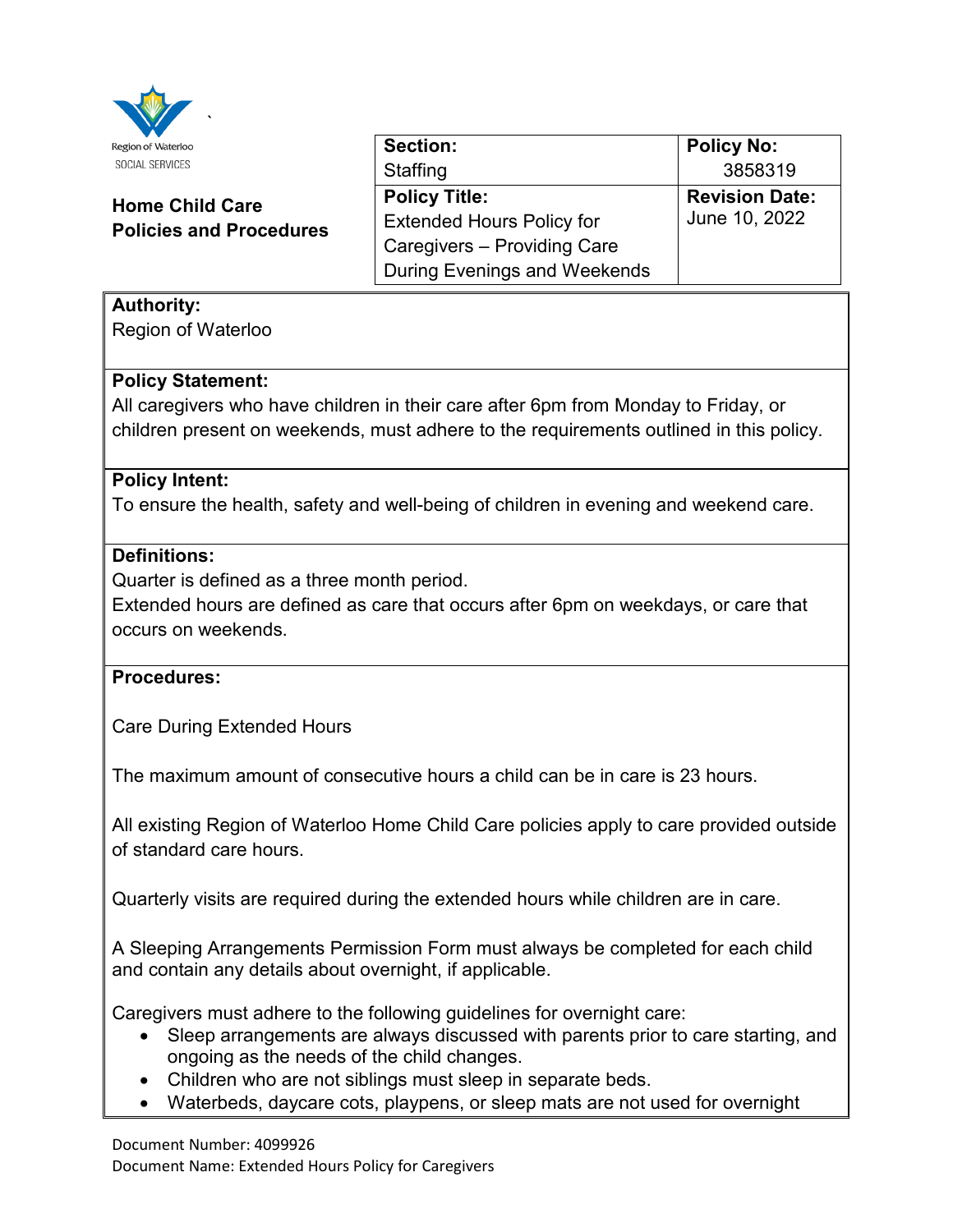Region of Waterloo
SOCIAL SERVICES

**Home Child Care Policies and Procedures**

| **Section:** Staffing | **Policy No:** 3858319 |
| --- | --- |
| **Policy Title:** Extended Hours Policy for Caregivers – Providing Care During Evenings and Weekends | **Revision Date:** June 10, 2022 |

**Authority:**
Region of Waterloo

**Policy Statement:**
All caregivers who have children in their care after 6pm from Monday to Friday, or children present on weekends, must adhere to the requirements outlined in this policy.

**Policy Intent:**
To ensure the health, safety and well-being of children in evening and weekend care.

**Definitions:**
Quarter is defined as a three month period.
Extended hours are defined as care that occurs after 6pm on weekdays, or care that occurs on weekends.

**Procedures:**

Care During Extended Hours

The maximum amount of consecutive hours a child can be in care is 23 hours.

All existing Region of Waterloo Home Child Care policies apply to care provided outside of standard care hours.

Quarterly visits are required during the extended hours while children are in care.

A Sleeping Arrangements Permission Form must always be completed for each child and contain any details about overnight, if applicable.

Caregivers must adhere to the following guidelines for overnight care:

- Sleep arrangements are always discussed with parents prior to care starting, and ongoing as the needs of the child changes.
- Children who are not siblings must sleep in separate beds.
- Waterbeds, daycare cots, playpens, or sleep mats are not used for overnight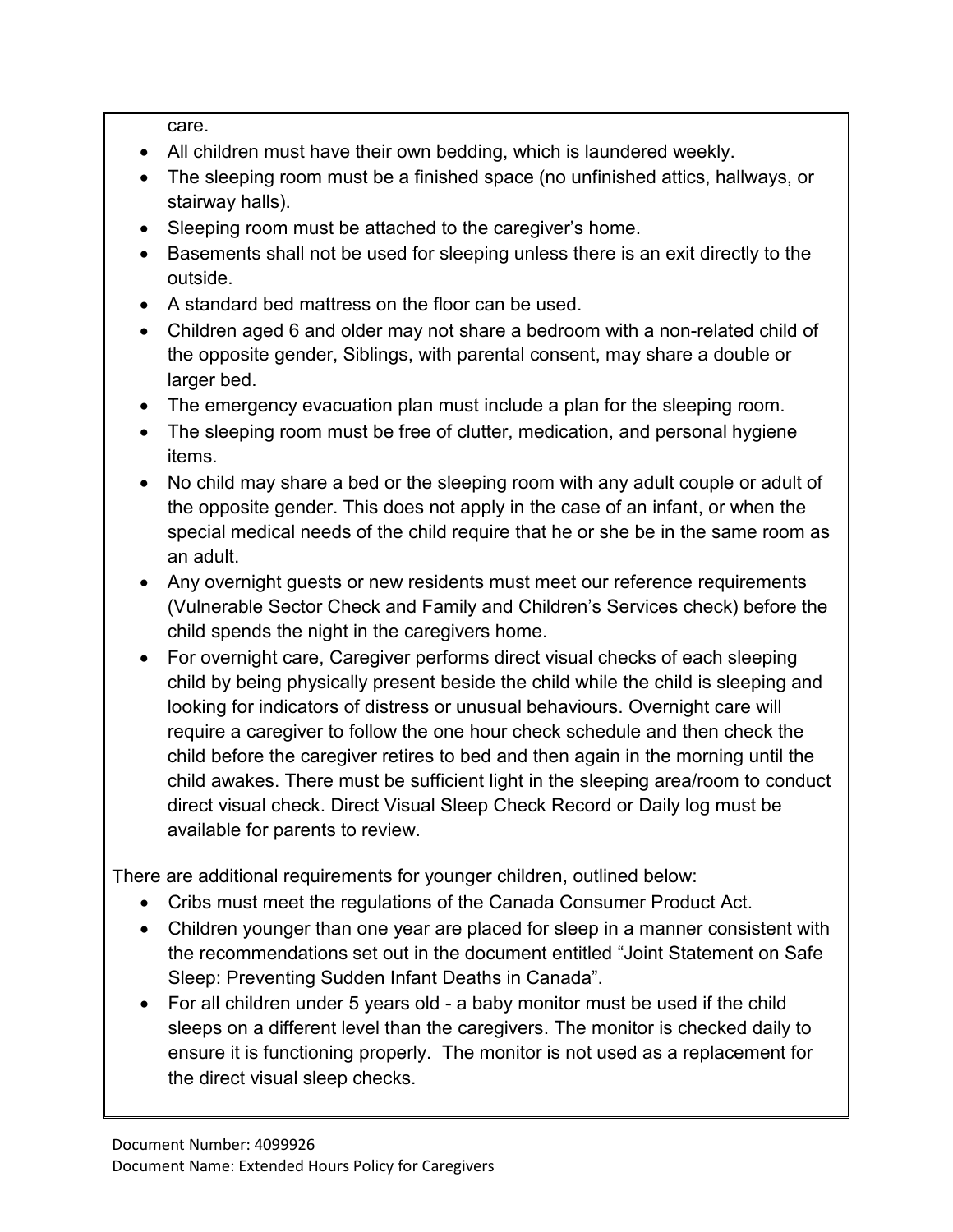care.

- All children must have their own bedding, which is laundered weekly.
- The sleeping room must be a finished space (no unfinished attics, hallways, or stairway halls).
- Sleeping room must be attached to the caregiver's home.
- Basements shall not be used for sleeping unless there is an exit directly to the outside.
- A standard bed mattress on the floor can be used.
- Children aged 6 and older may not share a bedroom with a non-related child of the opposite gender, Siblings, with parental consent, may share a double or larger bed.
- The emergency evacuation plan must include a plan for the sleeping room.
- The sleeping room must be free of clutter, medication, and personal hygiene items.
- No child may share a bed or the sleeping room with any adult couple or adult of the opposite gender. This does not apply in the case of an infant, or when the special medical needs of the child require that he or she be in the same room as an adult.
- Any overnight guests or new residents must meet our reference requirements (Vulnerable Sector Check and Family and Children's Services check) before the child spends the night in the caregivers home.
- For overnight care, Caregiver performs direct visual checks of each sleeping child by being physically present beside the child while the child is sleeping and looking for indicators of distress or unusual behaviours. Overnight care will require a caregiver to follow the one hour check schedule and then check the child before the caregiver retires to bed and then again in the morning until the child awakes. There must be sufficient light in the sleeping area/room to conduct direct visual check. Direct Visual Sleep Check Record or Daily log must be available for parents to review.

There are additional requirements for younger children, outlined below:

- Cribs must meet the regulations of the Canada Consumer Product Act.
- Children younger than one year are placed for sleep in a manner consistent with the recommendations set out in the document entitled "Joint Statement on Safe Sleep: Preventing Sudden Infant Deaths in Canada".
- For all children under 5 years old - a baby monitor must be used if the child sleeps on a different level than the caregivers. The monitor is checked daily to ensure it is functioning properly. The monitor is not used as a replacement for the direct visual sleep checks.

Document Number: 4099926
Document Name: Extended Hours Policy for Caregivers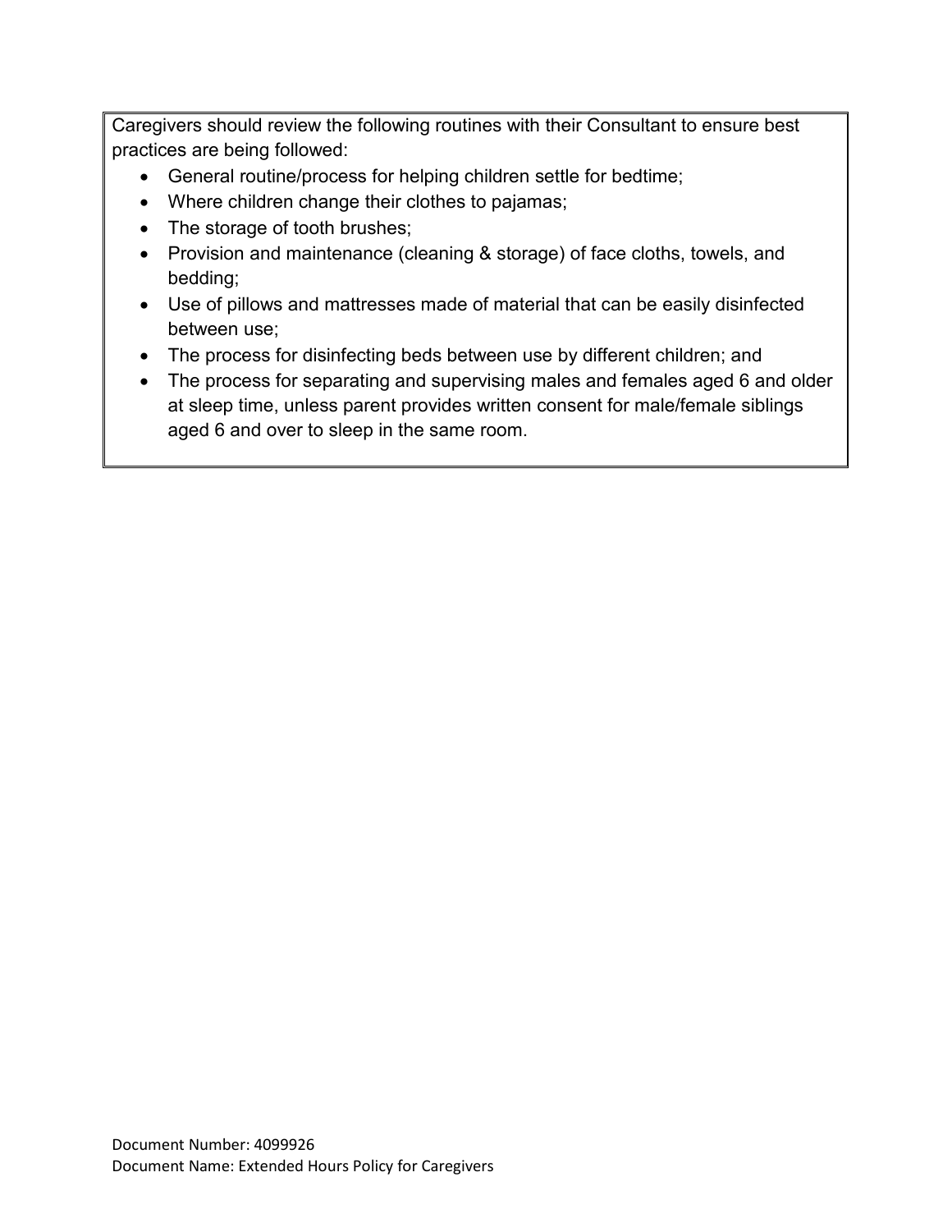Caregivers should review the following routines with their Consultant to ensure best practices are being followed:

- General routine/process for helping children settle for bedtime;
- Where children change their clothes to pajamas;
- The storage of tooth brushes;
- Provision and maintenance (cleaning & storage) of face cloths, towels, and bedding;
- Use of pillows and mattresses made of material that can be easily disinfected between use;
- The process for disinfecting beds between use by different children; and
- The process for separating and supervising males and females aged 6 and older at sleep time, unless parent provides written consent for male/female siblings aged 6 and over to sleep in the same room.